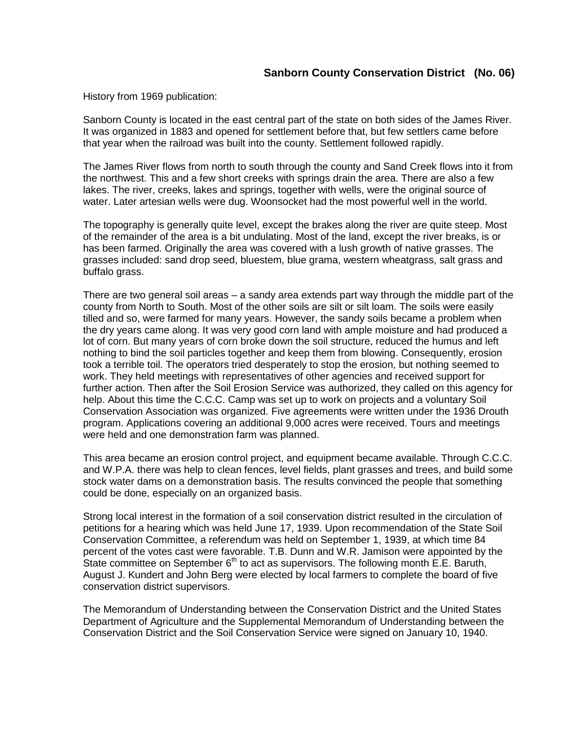## **Sanborn County Conservation District (No. 06)**

History from 1969 publication:

Sanborn County is located in the east central part of the state on both sides of the James River. It was organized in 1883 and opened for settlement before that, but few settlers came before that year when the railroad was built into the county. Settlement followed rapidly.

The James River flows from north to south through the county and Sand Creek flows into it from the northwest. This and a few short creeks with springs drain the area. There are also a few lakes. The river, creeks, lakes and springs, together with wells, were the original source of water. Later artesian wells were dug. Woonsocket had the most powerful well in the world.

The topography is generally quite level, except the brakes along the river are quite steep. Most of the remainder of the area is a bit undulating. Most of the land, except the river breaks, is or has been farmed. Originally the area was covered with a lush growth of native grasses. The grasses included: sand drop seed, bluestem, blue grama, western wheatgrass, salt grass and buffalo grass.

There are two general soil areas – a sandy area extends part way through the middle part of the county from North to South. Most of the other soils are silt or silt loam. The soils were easily tilled and so, were farmed for many years. However, the sandy soils became a problem when the dry years came along. It was very good corn land with ample moisture and had produced a lot of corn. But many years of corn broke down the soil structure, reduced the humus and left nothing to bind the soil particles together and keep them from blowing. Consequently, erosion took a terrible toil. The operators tried desperately to stop the erosion, but nothing seemed to work. They held meetings with representatives of other agencies and received support for further action. Then after the Soil Erosion Service was authorized, they called on this agency for help. About this time the C.C.C. Camp was set up to work on projects and a voluntary Soil Conservation Association was organized. Five agreements were written under the 1936 Drouth program. Applications covering an additional 9,000 acres were received. Tours and meetings were held and one demonstration farm was planned.

This area became an erosion control project, and equipment became available. Through C.C.C. and W.P.A. there was help to clean fences, level fields, plant grasses and trees, and build some stock water dams on a demonstration basis. The results convinced the people that something could be done, especially on an organized basis.

Strong local interest in the formation of a soil conservation district resulted in the circulation of petitions for a hearing which was held June 17, 1939. Upon recommendation of the State Soil Conservation Committee, a referendum was held on September 1, 1939, at which time 84 percent of the votes cast were favorable. T.B. Dunn and W.R. Jamison were appointed by the State committee on September 6th to act as supervisors. The following month E.E. Baruth, August J. Kundert and John Berg were elected by local farmers to complete the board of five conservation district supervisors.

The Memorandum of Understanding between the Conservation District and the United States Department of Agriculture and the Supplemental Memorandum of Understanding between the Conservation District and the Soil Conservation Service were signed on January 10, 1940.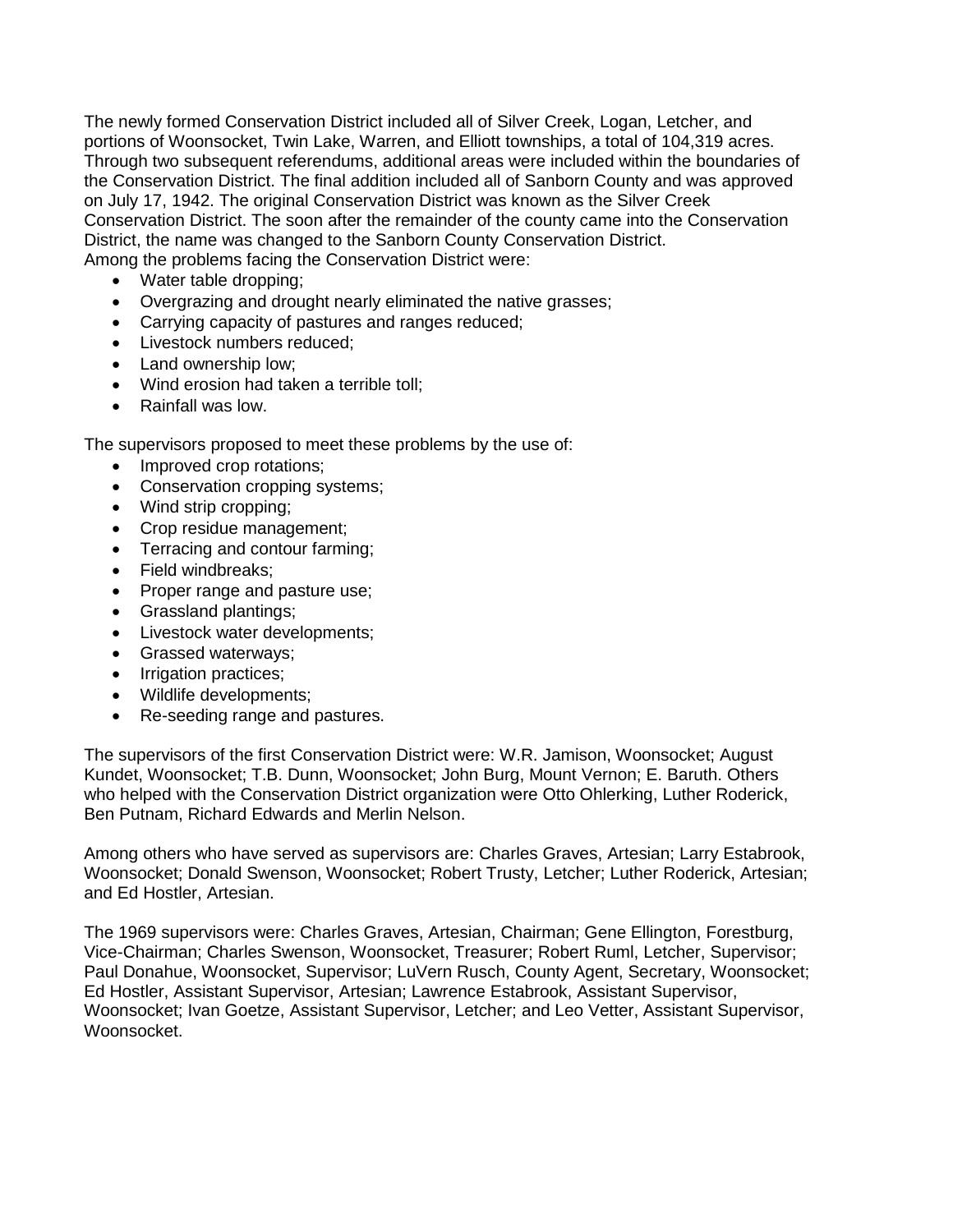The newly formed Conservation District included all of Silver Creek, Logan, Letcher, and portions of Woonsocket, Twin Lake, Warren, and Elliott townships, a total of 104,319 acres. Through two subsequent referendums, additional areas were included within the boundaries of the Conservation District. The final addition included all of Sanborn County and was approved on July 17, 1942. The original Conservation District was known as the Silver Creek Conservation District. The soon after the remainder of the county came into the Conservation District, the name was changed to the Sanborn County Conservation District.
Among the problems facing the Conservation District were:

- Water table dropping;
- Overgrazing and drought nearly eliminated the native grasses;
- Carrying capacity of pastures and ranges reduced;
- Livestock numbers reduced;
- Land ownership low;
- Wind erosion had taken a terrible toll;
- Rainfall was low.

The supervisors proposed to meet these problems by the use of:

- Improved crop rotations;
- Conservation cropping systems;
- Wind strip cropping;
- Crop residue management;
- Terracing and contour farming;
- Field windbreaks;
- Proper range and pasture use;
- Grassland plantings;
- Livestock water developments;
- Grassed waterways;
- Irrigation practices;
- Wildlife developments;
- Re-seeding range and pastures.

The supervisors of the first Conservation District were: W.R. Jamison, Woonsocket; August Kundet, Woonsocket; T.B. Dunn, Woonsocket; John Burg, Mount Vernon; E. Baruth. Others who helped with the Conservation District organization were Otto Ohlerking, Luther Roderick, Ben Putnam, Richard Edwards and Merlin Nelson.

Among others who have served as supervisors are: Charles Graves, Artesian; Larry Estabrook, Woonsocket; Donald Swenson, Woonsocket; Robert Trusty, Letcher; Luther Roderick, Artesian; and Ed Hostler, Artesian.

The 1969 supervisors were: Charles Graves, Artesian, Chairman; Gene Ellington, Forestburg, Vice-Chairman; Charles Swenson, Woonsocket, Treasurer; Robert Ruml, Letcher, Supervisor; Paul Donahue, Woonsocket, Supervisor; LuVern Rusch, County Agent, Secretary, Woonsocket; Ed Hostler, Assistant Supervisor, Artesian; Lawrence Estabrook, Assistant Supervisor, Woonsocket; Ivan Goetze, Assistant Supervisor, Letcher; and Leo Vetter, Assistant Supervisor, Woonsocket.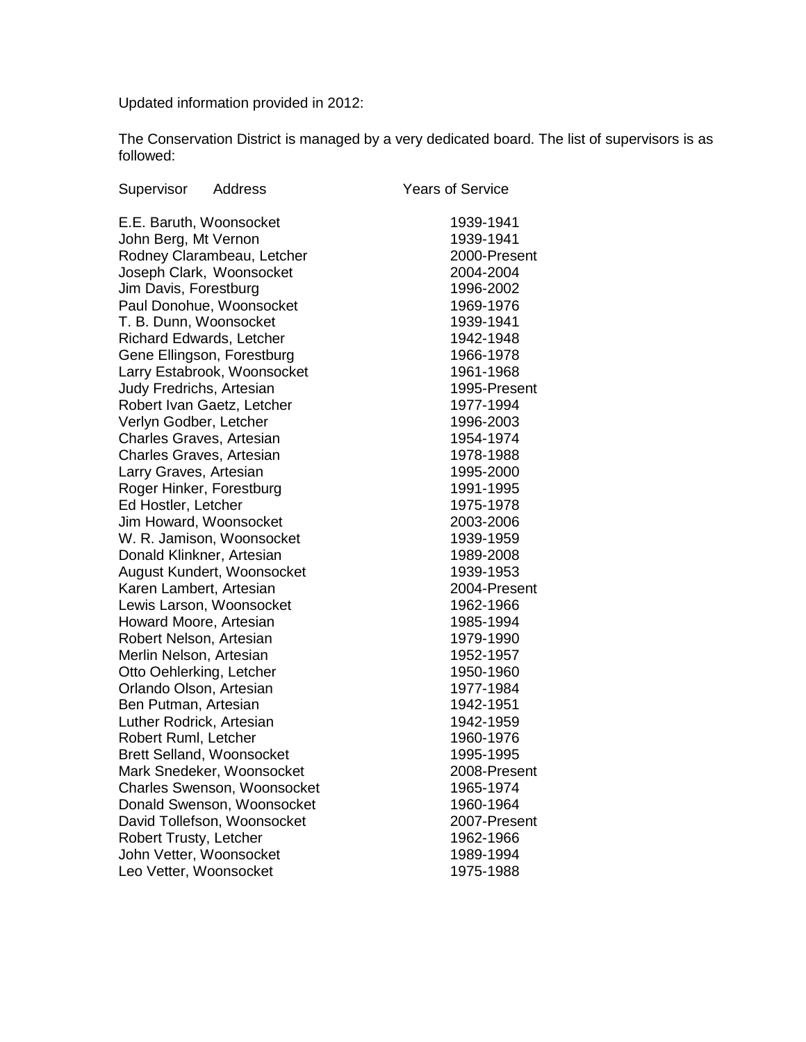Updated information provided in 2012:

The Conservation District is managed by a very dedicated board. The list of supervisors is as followed:

| Supervisor Address | Years of Service |
|---|---|
| E.E. Baruth, Woonsocket | 1939-1941 |
| John Berg, Mt Vernon | 1939-1941 |
| Rodney Clarambeau, Letcher | 2000-Present |
| Joseph Clark, Woonsocket | 2004-2004 |
| Jim Davis, Forestburg | 1996-2002 |
| Paul Donohue, Woonsocket | 1969-1976 |
| T. B. Dunn, Woonsocket | 1939-1941 |
| Richard Edwards, Letcher | 1942-1948 |
| Gene Ellingson, Forestburg | 1966-1978 |
| Larry Estabrook, Woonsocket | 1961-1968 |
| Judy Fredrichs, Artesian | 1995-Present |
| Robert Ivan Gaetz, Letcher | 1977-1994 |
| Verlyn Godber, Letcher | 1996-2003 |
| Charles Graves, Artesian | 1954-1974 |
| Charles Graves, Artesian | 1978-1988 |
| Larry Graves, Artesian | 1995-2000 |
| Roger Hinker, Forestburg | 1991-1995 |
| Ed Hostler, Letcher | 1975-1978 |
| Jim Howard, Woonsocket | 2003-2006 |
| W. R. Jamison, Woonsocket | 1939-1959 |
| Donald Klinkner, Artesian | 1989-2008 |
| August Kundert, Woonsocket | 1939-1953 |
| Karen Lambert, Artesian | 2004-Present |
| Lewis Larson, Woonsocket | 1962-1966 |
| Howard Moore, Artesian | 1985-1994 |
| Robert Nelson, Artesian | 1979-1990 |
| Merlin Nelson, Artesian | 1952-1957 |
| Otto Oehlerking, Letcher | 1950-1960 |
| Orlando Olson, Artesian | 1977-1984 |
| Ben Putman, Artesian | 1942-1951 |
| Luther Rodrick, Artesian | 1942-1959 |
| Robert Ruml, Letcher | 1960-1976 |
| Brett Selland, Woonsocket | 1995-1995 |
| Mark Snedeker, Woonsocket | 2008-Present |
| Charles Swenson, Woonsocket | 1965-1974 |
| Donald Swenson, Woonsocket | 1960-1964 |
| David Tollefson, Woonsocket | 2007-Present |
| Robert Trusty, Letcher | 1962-1966 |
| John Vetter, Woonsocket | 1989-1994 |
| Leo Vetter, Woonsocket | 1975-1988 |